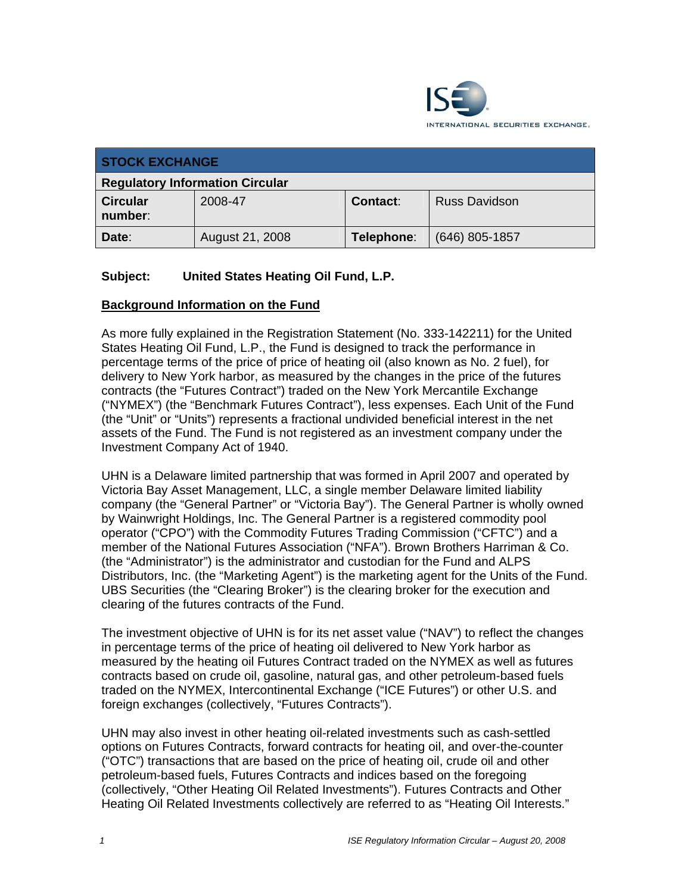ISE INTERNATIONAL SECURITIES EXCHANGE.

| STOCK EXCHANGE | | | |
|---|---|---|---|
| **Regulatory Information Circular** | | | |
| **Circular number**: | 2008-47 | **Contact**: | Russ Davidson |
| **Date**: | August 21, 2008 | **Telephone**: | (646) 805-1857 |

**Subject: United States Heating Oil Fund, L.P.**

**Background Information on the Fund**

As more fully explained in the Registration Statement (No. 333-142211) for the United States Heating Oil Fund, L.P., the Fund is designed to track the performance in percentage terms of the price of price of heating oil (also known as No. 2 fuel), for delivery to New York harbor, as measured by the changes in the price of the futures contracts (the "Futures Contract") traded on the New York Mercantile Exchange ("NYMEX") (the "Benchmark Futures Contract"), less expenses. Each Unit of the Fund (the "Unit" or "Units") represents a fractional undivided beneficial interest in the net assets of the Fund. The Fund is not registered as an investment company under the Investment Company Act of 1940.

UHN is a Delaware limited partnership that was formed in April 2007 and operated by Victoria Bay Asset Management, LLC, a single member Delaware limited liability company (the "General Partner" or "Victoria Bay"). The General Partner is wholly owned by Wainwright Holdings, Inc. The General Partner is a registered commodity pool operator ("CPO") with the Commodity Futures Trading Commission ("CFTC") and a member of the National Futures Association ("NFA"). Brown Brothers Harriman & Co. (the "Administrator") is the administrator and custodian for the Fund and ALPS Distributors, Inc. (the "Marketing Agent") is the marketing agent for the Units of the Fund. UBS Securities (the "Clearing Broker") is the clearing broker for the execution and clearing of the futures contracts of the Fund.

The investment objective of UHN is for its net asset value ("NAV") to reflect the changes in percentage terms of the price of heating oil delivered to New York harbor as measured by the heating oil Futures Contract traded on the NYMEX as well as futures contracts based on crude oil, gasoline, natural gas, and other petroleum-based fuels traded on the NYMEX, Intercontinental Exchange ("ICE Futures") or other U.S. and foreign exchanges (collectively, "Futures Contracts").

UHN may also invest in other heating oil-related investments such as cash-settled options on Futures Contracts, forward contracts for heating oil, and over-the-counter ("OTC") transactions that are based on the price of heating oil, crude oil and other petroleum-based fuels, Futures Contracts and indices based on the foregoing (collectively, "Other Heating Oil Related Investments"). Futures Contracts and Other Heating Oil Related Investments collectively are referred to as "Heating Oil Interests."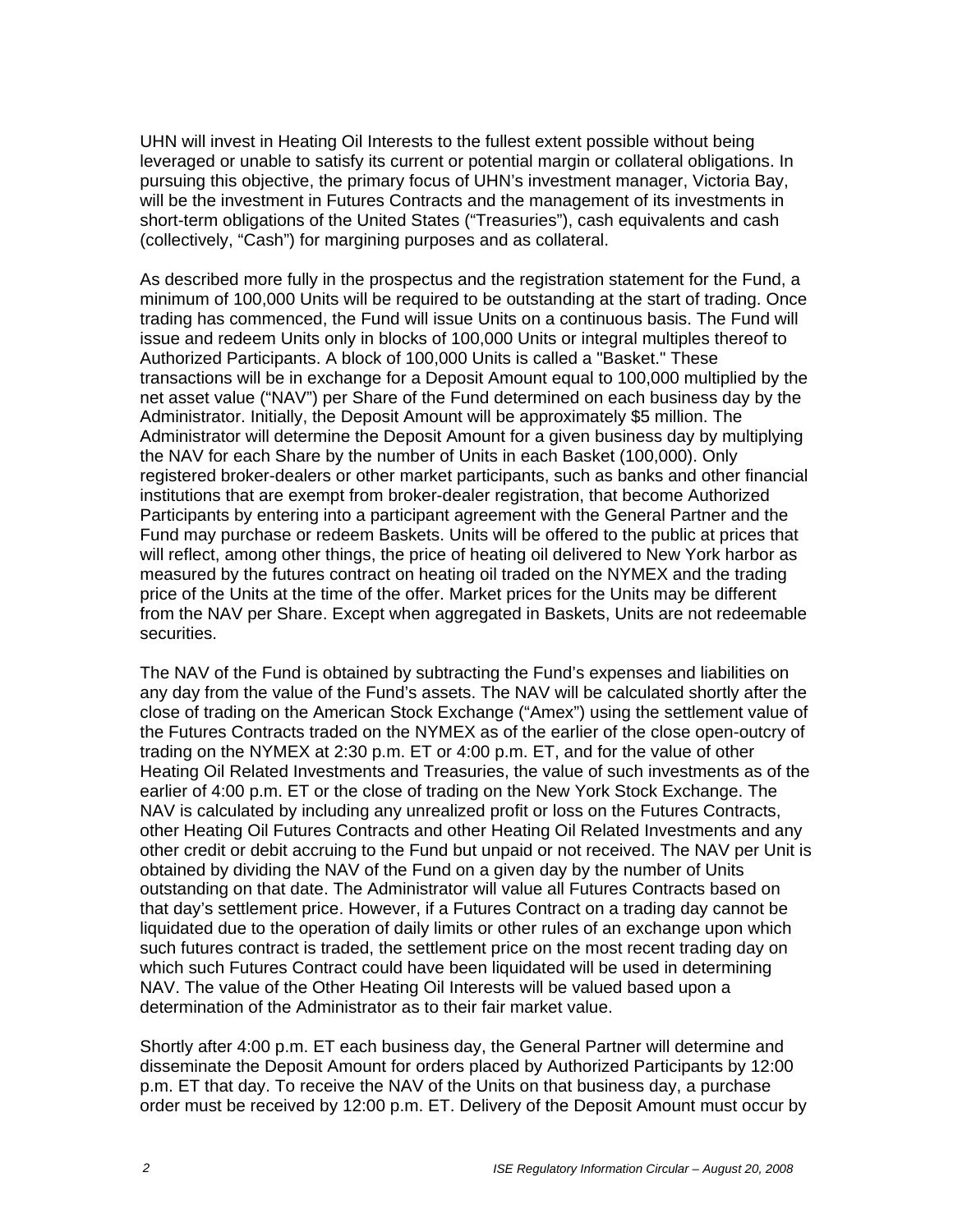UHN will invest in Heating Oil Interests to the fullest extent possible without being leveraged or unable to satisfy its current or potential margin or collateral obligations. In pursuing this objective, the primary focus of UHN's investment manager, Victoria Bay, will be the investment in Futures Contracts and the management of its investments in short-term obligations of the United States ("Treasuries"), cash equivalents and cash (collectively, "Cash") for margining purposes and as collateral.

As described more fully in the prospectus and the registration statement for the Fund, a minimum of 100,000 Units will be required to be outstanding at the start of trading. Once trading has commenced, the Fund will issue Units on a continuous basis. The Fund will issue and redeem Units only in blocks of 100,000 Units or integral multiples thereof to Authorized Participants. A block of 100,000 Units is called a "Basket." These transactions will be in exchange for a Deposit Amount equal to 100,000 multiplied by the net asset value ("NAV") per Share of the Fund determined on each business day by the Administrator. Initially, the Deposit Amount will be approximately $5 million. The Administrator will determine the Deposit Amount for a given business day by multiplying the NAV for each Share by the number of Units in each Basket (100,000). Only registered broker-dealers or other market participants, such as banks and other financial institutions that are exempt from broker-dealer registration, that become Authorized Participants by entering into a participant agreement with the General Partner and the Fund may purchase or redeem Baskets. Units will be offered to the public at prices that will reflect, among other things, the price of heating oil delivered to New York harbor as measured by the futures contract on heating oil traded on the NYMEX and the trading price of the Units at the time of the offer. Market prices for the Units may be different from the NAV per Share. Except when aggregated in Baskets, Units are not redeemable securities.

The NAV of the Fund is obtained by subtracting the Fund's expenses and liabilities on any day from the value of the Fund's assets. The NAV will be calculated shortly after the close of trading on the American Stock Exchange ("Amex") using the settlement value of the Futures Contracts traded on the NYMEX as of the earlier of the close open-outcry of trading on the NYMEX at 2:30 p.m. ET or 4:00 p.m. ET, and for the value of other Heating Oil Related Investments and Treasuries, the value of such investments as of the earlier of 4:00 p.m. ET or the close of trading on the New York Stock Exchange. The NAV is calculated by including any unrealized profit or loss on the Futures Contracts, other Heating Oil Futures Contracts and other Heating Oil Related Investments and any other credit or debit accruing to the Fund but unpaid or not received. The NAV per Unit is obtained by dividing the NAV of the Fund on a given day by the number of Units outstanding on that date. The Administrator will value all Futures Contracts based on that day's settlement price. However, if a Futures Contract on a trading day cannot be liquidated due to the operation of daily limits or other rules of an exchange upon which such futures contract is traded, the settlement price on the most recent trading day on which such Futures Contract could have been liquidated will be used in determining NAV. The value of the Other Heating Oil Interests will be valued based upon a determination of the Administrator as to their fair market value.

Shortly after 4:00 p.m. ET each business day, the General Partner will determine and disseminate the Deposit Amount for orders placed by Authorized Participants by 12:00 p.m. ET that day. To receive the NAV of the Units on that business day, a purchase order must be received by 12:00 p.m. ET. Delivery of the Deposit Amount must occur by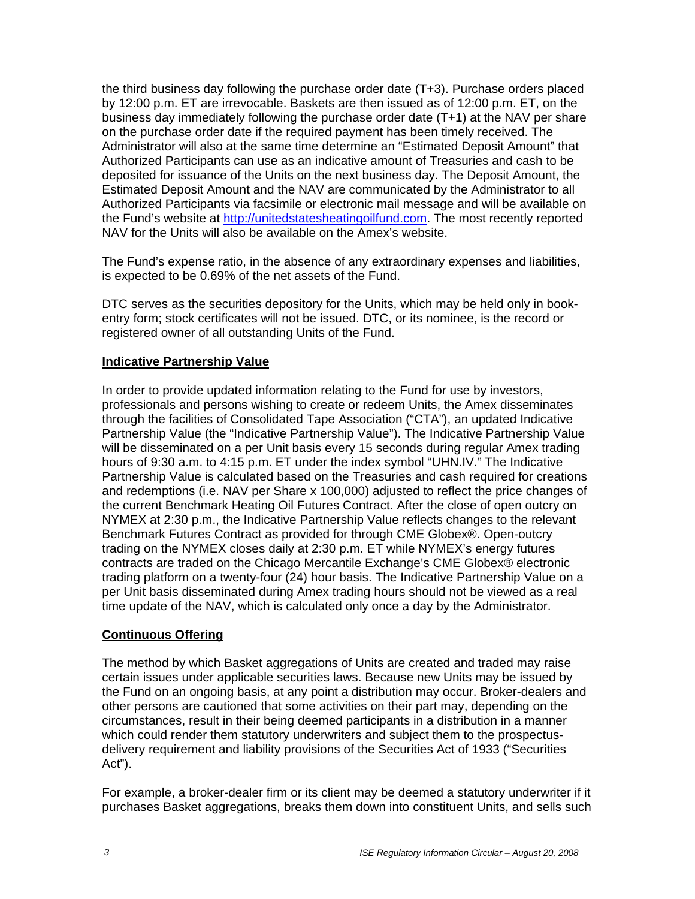the third business day following the purchase order date (T+3). Purchase orders placed by 12:00 p.m. ET are irrevocable. Baskets are then issued as of 12:00 p.m. ET, on the business day immediately following the purchase order date (T+1) at the NAV per share on the purchase order date if the required payment has been timely received. The Administrator will also at the same time determine an "Estimated Deposit Amount" that Authorized Participants can use as an indicative amount of Treasuries and cash to be deposited for issuance of the Units on the next business day. The Deposit Amount, the Estimated Deposit Amount and the NAV are communicated by the Administrator to all Authorized Participants via facsimile or electronic mail message and will be available on the Fund's website at http://unitedstatesheatingoilfund.com. The most recently reported NAV for the Units will also be available on the Amex's website.

The Fund's expense ratio, in the absence of any extraordinary expenses and liabilities, is expected to be 0.69% of the net assets of the Fund.

DTC serves as the securities depository for the Units, which may be held only in book-entry form; stock certificates will not be issued. DTC, or its nominee, is the record or registered owner of all outstanding Units of the Fund.

**Indicative Partnership Value**

In order to provide updated information relating to the Fund for use by investors, professionals and persons wishing to create or redeem Units, the Amex disseminates through the facilities of Consolidated Tape Association ("CTA"), an updated Indicative Partnership Value (the "Indicative Partnership Value"). The Indicative Partnership Value will be disseminated on a per Unit basis every 15 seconds during regular Amex trading hours of 9:30 a.m. to 4:15 p.m. ET under the index symbol "UHN.IV." The Indicative Partnership Value is calculated based on the Treasuries and cash required for creations and redemptions (i.e. NAV per Share x 100,000) adjusted to reflect the price changes of the current Benchmark Heating Oil Futures Contract. After the close of open outcry on NYMEX at 2:30 p.m., the Indicative Partnership Value reflects changes to the relevant Benchmark Futures Contract as provided for through CME Globex®. Open-outcry trading on the NYMEX closes daily at 2:30 p.m. ET while NYMEX's energy futures contracts are traded on the Chicago Mercantile Exchange's CME Globex® electronic trading platform on a twenty-four (24) hour basis. The Indicative Partnership Value on a per Unit basis disseminated during Amex trading hours should not be viewed as a real time update of the NAV, which is calculated only once a day by the Administrator.

**Continuous Offering**

The method by which Basket aggregations of Units are created and traded may raise certain issues under applicable securities laws. Because new Units may be issued by the Fund on an ongoing basis, at any point a distribution may occur. Broker-dealers and other persons are cautioned that some activities on their part may, depending on the circumstances, result in their being deemed participants in a distribution in a manner which could render them statutory underwriters and subject them to the prospectus-delivery requirement and liability provisions of the Securities Act of 1933 ("Securities Act").

For example, a broker-dealer firm or its client may be deemed a statutory underwriter if it purchases Basket aggregations, breaks them down into constituent Units, and sells such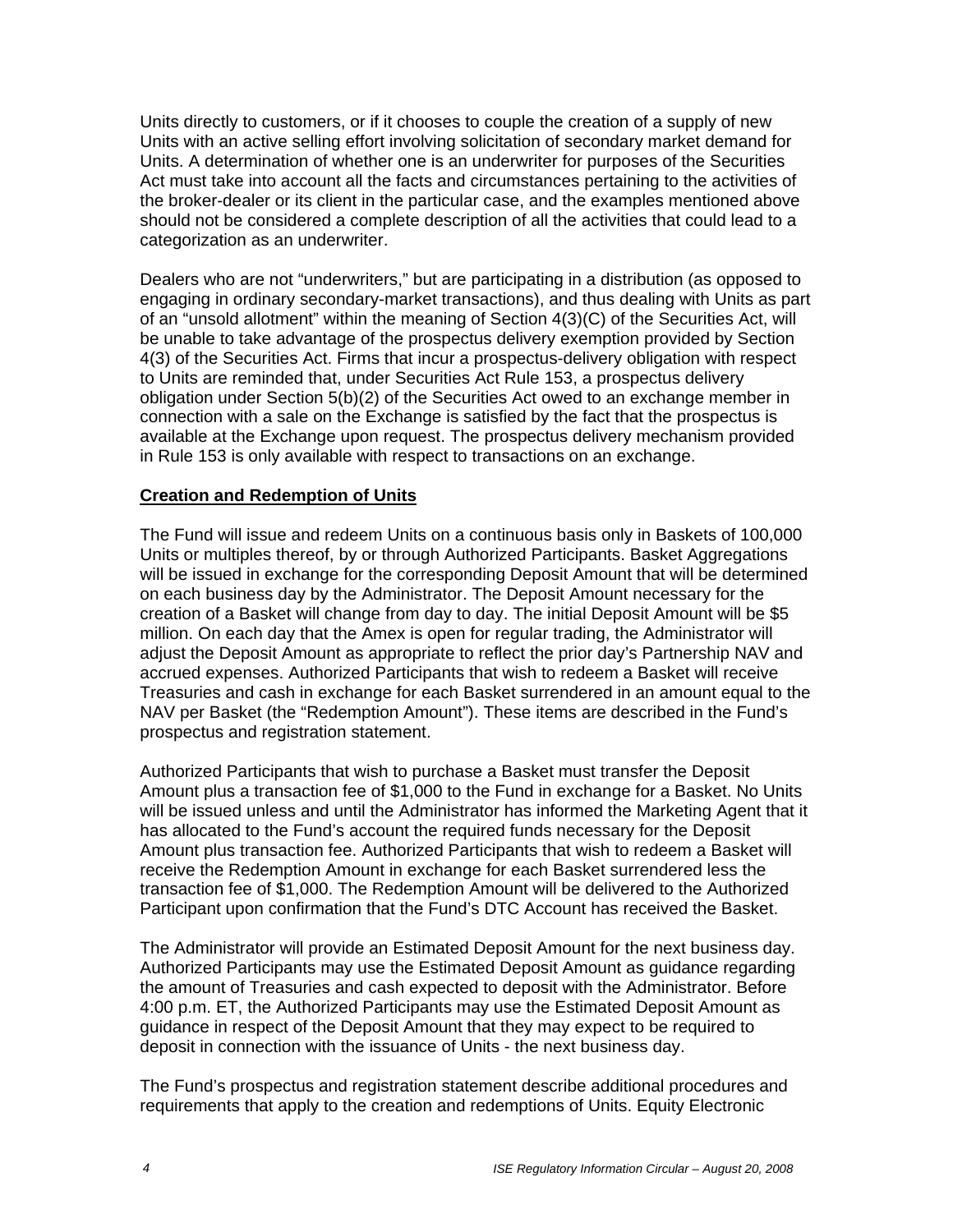Units directly to customers, or if it chooses to couple the creation of a supply of new Units with an active selling effort involving solicitation of secondary market demand for Units. A determination of whether one is an underwriter for purposes of the Securities Act must take into account all the facts and circumstances pertaining to the activities of the broker-dealer or its client in the particular case, and the examples mentioned above should not be considered a complete description of all the activities that could lead to a categorization as an underwriter.

Dealers who are not "underwriters," but are participating in a distribution (as opposed to engaging in ordinary secondary-market transactions), and thus dealing with Units as part of an "unsold allotment" within the meaning of Section 4(3)(C) of the Securities Act, will be unable to take advantage of the prospectus delivery exemption provided by Section 4(3) of the Securities Act. Firms that incur a prospectus-delivery obligation with respect to Units are reminded that, under Securities Act Rule 153, a prospectus delivery obligation under Section 5(b)(2) of the Securities Act owed to an exchange member in connection with a sale on the Exchange is satisfied by the fact that the prospectus is available at the Exchange upon request. The prospectus delivery mechanism provided in Rule 153 is only available with respect to transactions on an exchange.

**Creation and Redemption of Units**

The Fund will issue and redeem Units on a continuous basis only in Baskets of 100,000 Units or multiples thereof, by or through Authorized Participants. Basket Aggregations will be issued in exchange for the corresponding Deposit Amount that will be determined on each business day by the Administrator. The Deposit Amount necessary for the creation of a Basket will change from day to day. The initial Deposit Amount will be $5 million. On each day that the Amex is open for regular trading, the Administrator will adjust the Deposit Amount as appropriate to reflect the prior day's Partnership NAV and accrued expenses. Authorized Participants that wish to redeem a Basket will receive Treasuries and cash in exchange for each Basket surrendered in an amount equal to the NAV per Basket (the "Redemption Amount"). These items are described in the Fund's prospectus and registration statement.

Authorized Participants that wish to purchase a Basket must transfer the Deposit Amount plus a transaction fee of $1,000 to the Fund in exchange for a Basket. No Units will be issued unless and until the Administrator has informed the Marketing Agent that it has allocated to the Fund's account the required funds necessary for the Deposit Amount plus transaction fee. Authorized Participants that wish to redeem a Basket will receive the Redemption Amount in exchange for each Basket surrendered less the transaction fee of $1,000. The Redemption Amount will be delivered to the Authorized Participant upon confirmation that the Fund's DTC Account has received the Basket.

The Administrator will provide an Estimated Deposit Amount for the next business day. Authorized Participants may use the Estimated Deposit Amount as guidance regarding the amount of Treasuries and cash expected to deposit with the Administrator. Before 4:00 p.m. ET, the Authorized Participants may use the Estimated Deposit Amount as guidance in respect of the Deposit Amount that they may expect to be required to deposit in connection with the issuance of Units - the next business day.

The Fund's prospectus and registration statement describe additional procedures and requirements that apply to the creation and redemptions of Units. Equity Electronic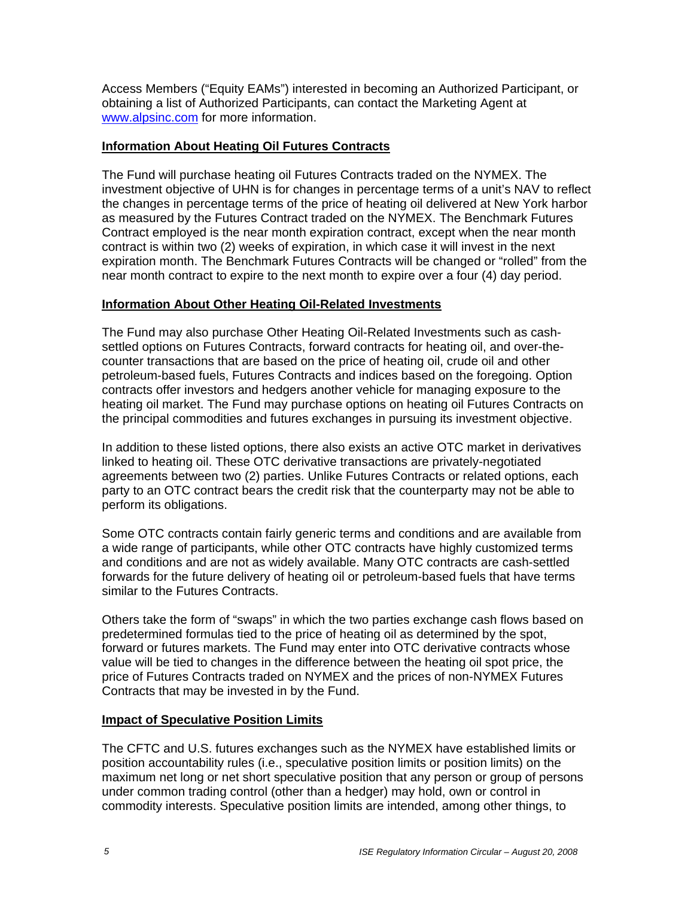Access Members (“Equity EAMs”) interested in becoming an Authorized Participant, or obtaining a list of Authorized Participants, can contact the Marketing Agent at [www.alpsinc.com](http://www.alpsinc.com) for more information.

**Information About Heating Oil Futures Contracts**

The Fund will purchase heating oil Futures Contracts traded on the NYMEX. The investment objective of UHN is for changes in percentage terms of a unit’s NAV to reflect the changes in percentage terms of the price of heating oil delivered at New York harbor as measured by the Futures Contract traded on the NYMEX. The Benchmark Futures Contract employed is the near month expiration contract, except when the near month contract is within two (2) weeks of expiration, in which case it will invest in the next expiration month. The Benchmark Futures Contracts will be changed or “rolled” from the near month contract to expire to the next month to expire over a four (4) day period.

**Information About Other Heating Oil-Related Investments**

The Fund may also purchase Other Heating Oil-Related Investments such as cash-settled options on Futures Contracts, forward contracts for heating oil, and over-the-counter transactions that are based on the price of heating oil, crude oil and other petroleum-based fuels, Futures Contracts and indices based on the foregoing. Option contracts offer investors and hedgers another vehicle for managing exposure to the heating oil market. The Fund may purchase options on heating oil Futures Contracts on the principal commodities and futures exchanges in pursuing its investment objective.

In addition to these listed options, there also exists an active OTC market in derivatives linked to heating oil. These OTC derivative transactions are privately-negotiated agreements between two (2) parties. Unlike Futures Contracts or related options, each party to an OTC contract bears the credit risk that the counterparty may not be able to perform its obligations.

Some OTC contracts contain fairly generic terms and conditions and are available from a wide range of participants, while other OTC contracts have highly customized terms and conditions and are not as widely available. Many OTC contracts are cash-settled forwards for the future delivery of heating oil or petroleum-based fuels that have terms similar to the Futures Contracts.

Others take the form of “swaps” in which the two parties exchange cash flows based on predetermined formulas tied to the price of heating oil as determined by the spot, forward or futures markets. The Fund may enter into OTC derivative contracts whose value will be tied to changes in the difference between the heating oil spot price, the price of Futures Contracts traded on NYMEX and the prices of non-NYMEX Futures Contracts that may be invested in by the Fund.

**Impact of Speculative Position Limits**

The CFTC and U.S. futures exchanges such as the NYMEX have established limits or position accountability rules (i.e., speculative position limits or position limits) on the maximum net long or net short speculative position that any person or group of persons under common trading control (other than a hedger) may hold, own or control in commodity interests. Speculative position limits are intended, among other things, to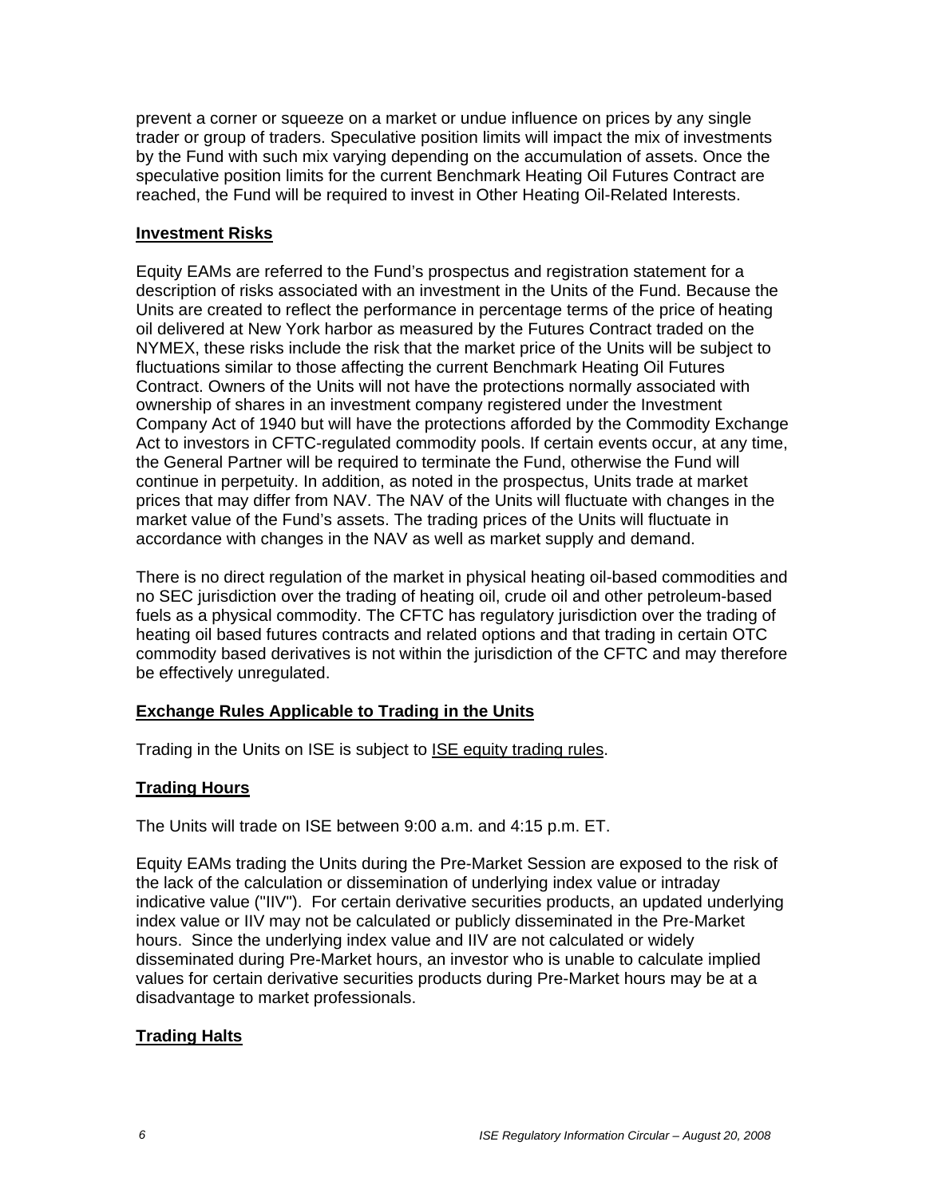prevent a corner or squeeze on a market or undue influence on prices by any single trader or group of traders. Speculative position limits will impact the mix of investments by the Fund with such mix varying depending on the accumulation of assets. Once the speculative position limits for the current Benchmark Heating Oil Futures Contract are reached, the Fund will be required to invest in Other Heating Oil-Related Interests.

**Investment Risks**

Equity EAMs are referred to the Fund's prospectus and registration statement for a description of risks associated with an investment in the Units of the Fund. Because the Units are created to reflect the performance in percentage terms of the price of heating oil delivered at New York harbor as measured by the Futures Contract traded on the NYMEX, these risks include the risk that the market price of the Units will be subject to fluctuations similar to those affecting the current Benchmark Heating Oil Futures Contract. Owners of the Units will not have the protections normally associated with ownership of shares in an investment company registered under the Investment Company Act of 1940 but will have the protections afforded by the Commodity Exchange Act to investors in CFTC-regulated commodity pools. If certain events occur, at any time, the General Partner will be required to terminate the Fund, otherwise the Fund will continue in perpetuity. In addition, as noted in the prospectus, Units trade at market prices that may differ from NAV. The NAV of the Units will fluctuate with changes in the market value of the Fund's assets. The trading prices of the Units will fluctuate in accordance with changes in the NAV as well as market supply and demand.

There is no direct regulation of the market in physical heating oil-based commodities and no SEC jurisdiction over the trading of heating oil, crude oil and other petroleum-based fuels as a physical commodity. The CFTC has regulatory jurisdiction over the trading of heating oil based futures contracts and related options and that trading in certain OTC commodity based derivatives is not within the jurisdiction of the CFTC and may therefore be effectively unregulated.

**Exchange Rules Applicable to Trading in the Units**

Trading in the Units on ISE is subject to ISE equity trading rules.

**Trading Hours**

The Units will trade on ISE between 9:00 a.m. and 4:15 p.m. ET.

Equity EAMs trading the Units during the Pre-Market Session are exposed to the risk of the lack of the calculation or dissemination of underlying index value or intraday indicative value ("IIV"). For certain derivative securities products, an updated underlying index value or IIV may not be calculated or publicly disseminated in the Pre-Market hours. Since the underlying index value and IIV are not calculated or widely disseminated during Pre-Market hours, an investor who is unable to calculate implied values for certain derivative securities products during Pre-Market hours may be at a disadvantage to market professionals.

**Trading Halts**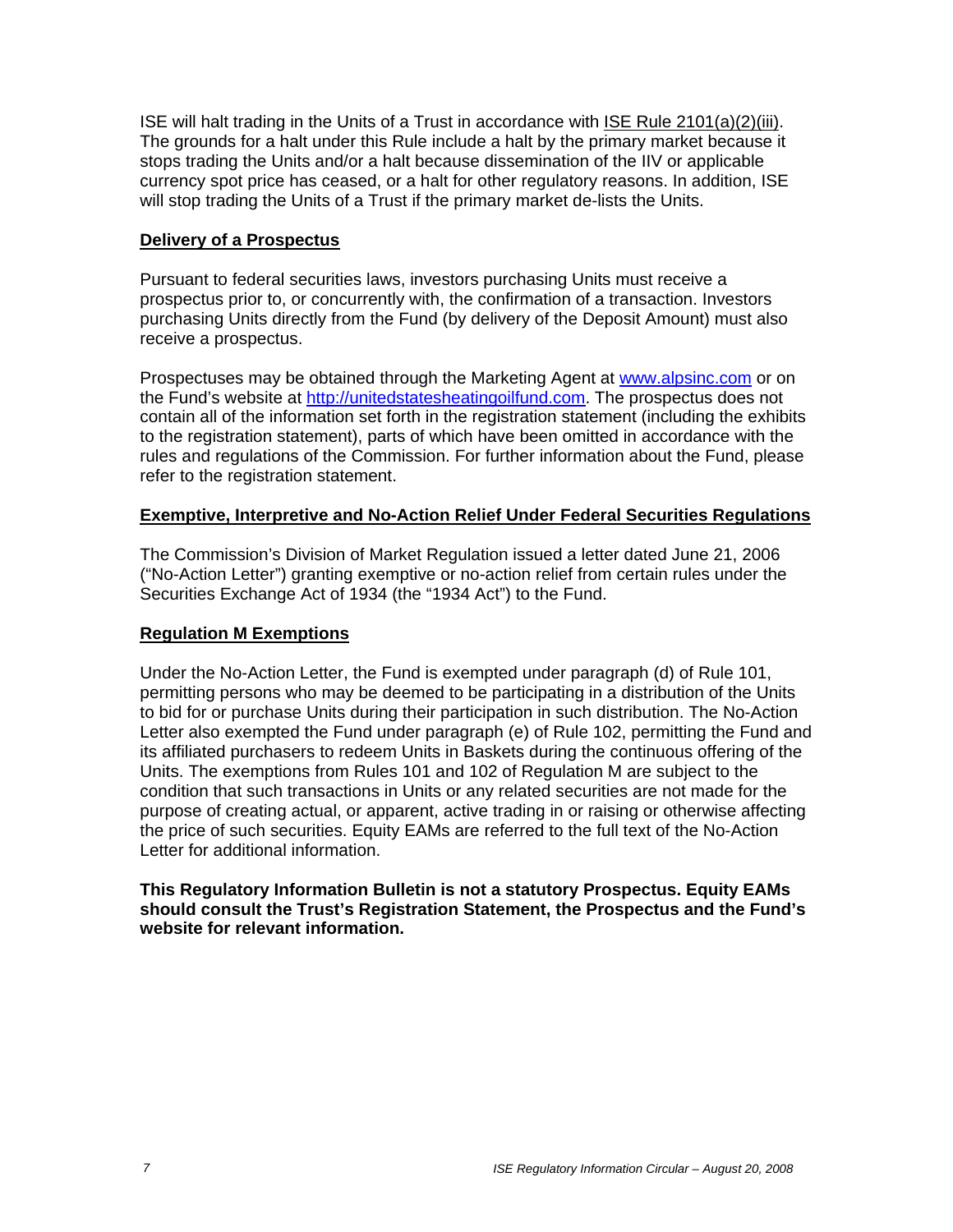ISE will halt trading in the Units of a Trust in accordance with ISE Rule 2101(a)(2)(iii). The grounds for a halt under this Rule include a halt by the primary market because it stops trading the Units and/or a halt because dissemination of the IIV or applicable currency spot price has ceased, or a halt for other regulatory reasons. In addition, ISE will stop trading the Units of a Trust if the primary market de-lists the Units.

## Delivery of a Prospectus

Pursuant to federal securities laws, investors purchasing Units must receive a prospectus prior to, or concurrently with, the confirmation of a transaction. Investors purchasing Units directly from the Fund (by delivery of the Deposit Amount) must also receive a prospectus.

Prospectuses may be obtained through the Marketing Agent at www.alpsinc.com or on the Fund's website at http://unitedstatesheatingoilfund.com. The prospectus does not contain all of the information set forth in the registration statement (including the exhibits to the registration statement), parts of which have been omitted in accordance with the rules and regulations of the Commission. For further information about the Fund, please refer to the registration statement.

## Exemptive, Interpretive and No-Action Relief Under Federal Securities Regulations

The Commission's Division of Market Regulation issued a letter dated June 21, 2006 ("No-Action Letter") granting exemptive or no-action relief from certain rules under the Securities Exchange Act of 1934 (the "1934 Act") to the Fund.

## Regulation M Exemptions

Under the No-Action Letter, the Fund is exempted under paragraph (d) of Rule 101, permitting persons who may be deemed to be participating in a distribution of the Units to bid for or purchase Units during their participation in such distribution. The No-Action Letter also exempted the Fund under paragraph (e) of Rule 102, permitting the Fund and its affiliated purchasers to redeem Units in Baskets during the continuous offering of the Units. The exemptions from Rules 101 and 102 of Regulation M are subject to the condition that such transactions in Units or any related securities are not made for the purpose of creating actual, or apparent, active trading in or raising or otherwise affecting the price of such securities. Equity EAMs are referred to the full text of the No-Action Letter for additional information.

**This Regulatory Information Bulletin is not a statutory Prospectus. Equity EAMs should consult the Trust's Registration Statement, the Prospectus and the Fund's website for relevant information.**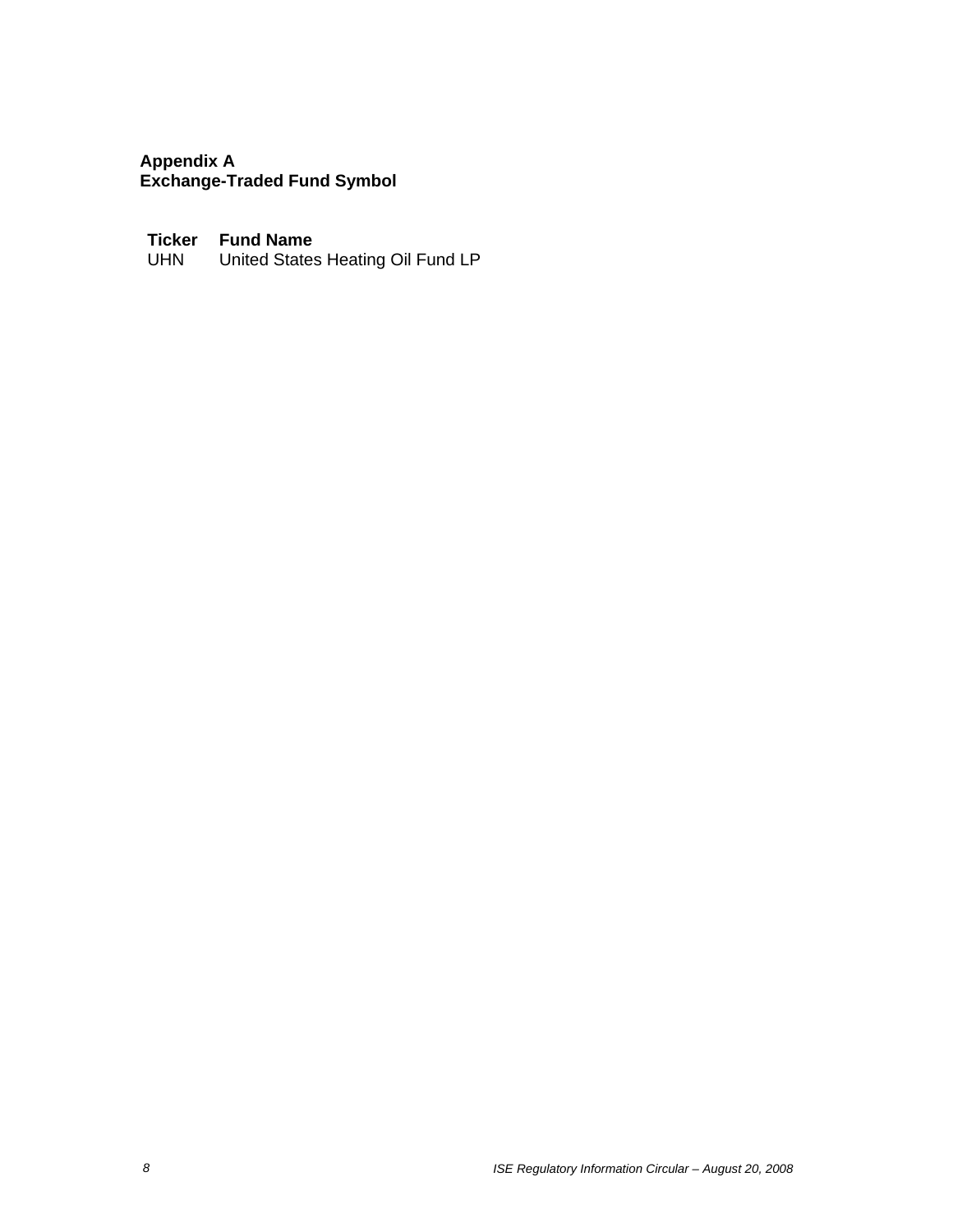**Appendix A**
**Exchange-Traded Fund Symbol**

| Ticker | Fund Name |
|---|---|
| UHN | United States Heating Oil Fund LP |